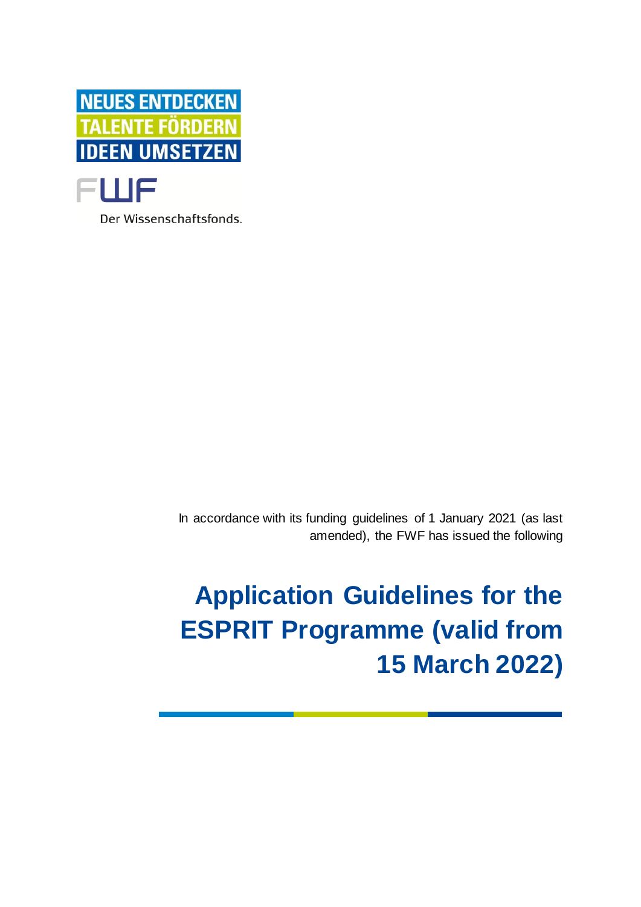NEUES ENTDECKEN
TALENTE FÖRDERN
IDEEN UMSETZEN

FWF
Der Wissenschaftsfonds.

In accordance with its funding guidelines of 1 January 2021 (as last amended), the FWF has issued the following

# Application Guidelines for the ESPRIT Programme (valid from 15 March 2022)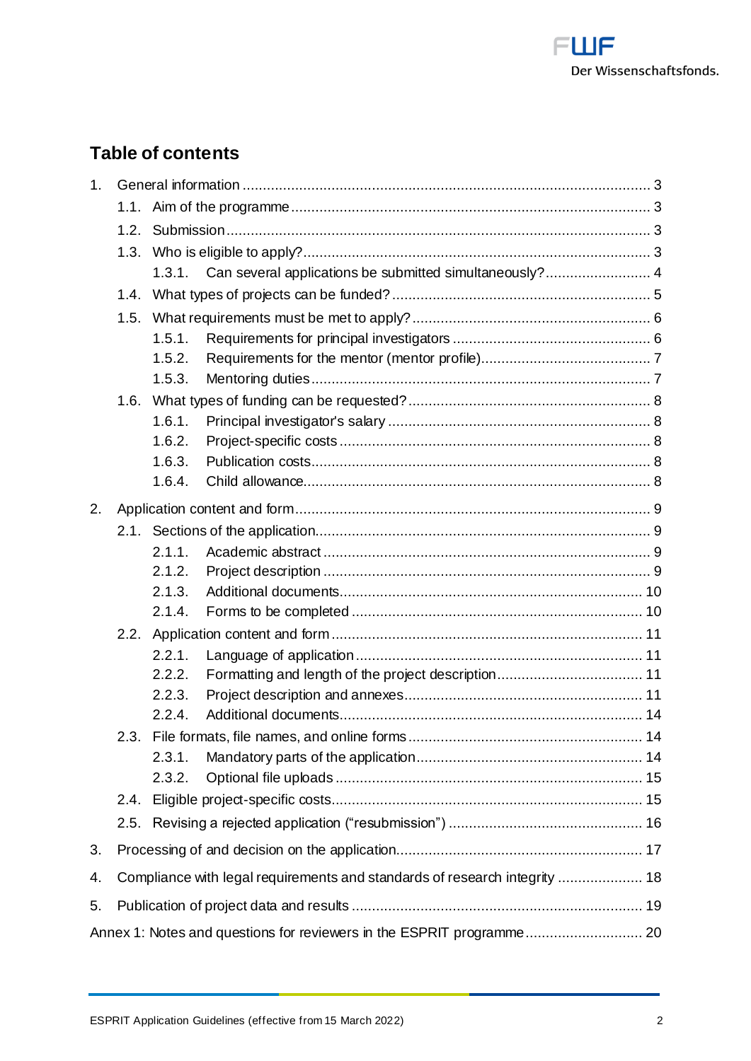## Table of contents

1. General information ..... 3
   - 1.1. Aim of the programme ..... 3
   - 1.2. Submission ..... 3
   - 1.3. Who is eligible to apply? ..... 3
     - 1.3.1. Can several applications be submitted simultaneously? ..... 4
   - 1.4. What types of projects can be funded? ..... 5
   - 1.5. What requirements must be met to apply? ..... 6
     - 1.5.1. Requirements for principal investigators ..... 6
     - 1.5.2. Requirements for the mentor (mentor profile) ..... 7
     - 1.5.3. Mentoring duties ..... 7
   - 1.6. What types of funding can be requested? ..... 8
     - 1.6.1. Principal investigator's salary ..... 8
     - 1.6.2. Project-specific costs ..... 8
     - 1.6.3. Publication costs ..... 8
     - 1.6.4. Child allowance ..... 8
2. Application content and form ..... 9
   - 2.1. Sections of the application ..... 9
     - 2.1.1. Academic abstract ..... 9
     - 2.1.2. Project description ..... 9
     - 2.1.3. Additional documents ..... 10
     - 2.1.4. Forms to be completed ..... 10
   - 2.2. Application content and form ..... 11
     - 2.2.1. Language of application ..... 11
     - 2.2.2. Formatting and length of the project description ..... 11
     - 2.2.3. Project description and annexes ..... 11
     - 2.2.4. Additional documents ..... 14
   - 2.3. File formats, file names, and online forms ..... 14
     - 2.3.1. Mandatory parts of the application ..... 14
     - 2.3.2. Optional file uploads ..... 15
   - 2.4. Eligible project-specific costs ..... 15
   - 2.5. Revising a rejected application ("resubmission") ..... 16
3. Processing of and decision on the application ..... 17
4. Compliance with legal requirements and standards of research integrity ..... 18
5. Publication of project data and results ..... 19

Annex 1: Notes and questions for reviewers in the ESPRIT programme ..... 20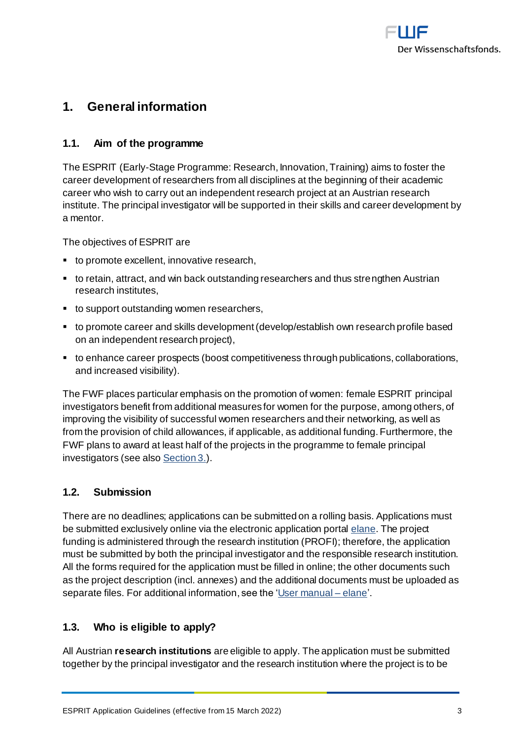# 1. General information

## 1.1. Aim of the programme

The ESPRIT (Early-Stage Programme: Research, Innovation, Training) aims to foster the career development of researchers from all disciplines at the beginning of their academic career who wish to carry out an independent research project at an Austrian research institute. The principal investigator will be supported in their skills and career development by a mentor.

The objectives of ESPRIT are

- to promote excellent, innovative research,
- to retain, attract, and win back outstanding researchers and thus strengthen Austrian research institutes,
- to support outstanding women researchers,
- to promote career and skills development (develop/establish own research profile based on an independent research project),
- to enhance career prospects (boost competitiveness through publications, collaborations, and increased visibility).

The FWF places particular emphasis on the promotion of women: female ESPRIT principal investigators benefit from additional measures for women for the purpose, among others, of improving the visibility of successful women researchers and their networking, as well as from the provision of child allowances, if applicable, as additional funding. Furthermore, the FWF plans to award at least half of the projects in the programme to female principal investigators (see also Section 3.).

## 1.2. Submission

There are no deadlines; applications can be submitted on a rolling basis. Applications must be submitted exclusively online via the electronic application portal elane. The project funding is administered through the research institution (PROFI); therefore, the application must be submitted by both the principal investigator and the responsible research institution. All the forms required for the application must be filled in online; the other documents such as the project description (incl. annexes) and the additional documents must be uploaded as separate files. For additional information, see the 'User manual – elane'.

## 1.3. Who is eligible to apply?

All Austrian **research institutions** are eligible to apply. The application must be submitted together by the principal investigator and the research institution where the project is to be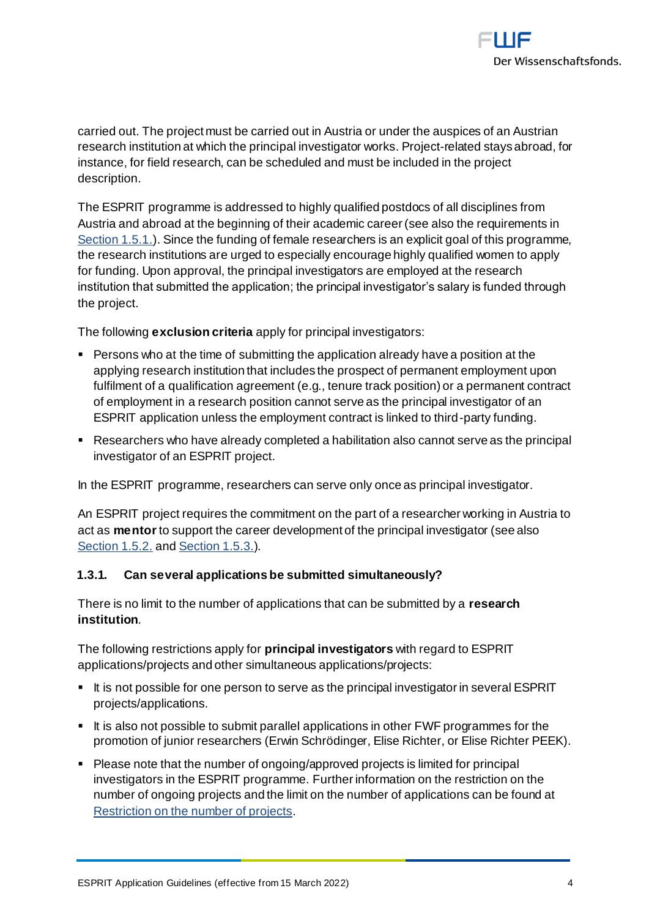carried out. The project must be carried out in Austria or under the auspices of an Austrian research institution at which the principal investigator works. Project-related stays abroad, for instance, for field research, can be scheduled and must be included in the project description.

The ESPRIT programme is addressed to highly qualified postdocs of all disciplines from Austria and abroad at the beginning of their academic career (see also the requirements in Section 1.5.1.). Since the funding of female researchers is an explicit goal of this programme, the research institutions are urged to especially encourage highly qualified women to apply for funding. Upon approval, the principal investigators are employed at the research institution that submitted the application; the principal investigator's salary is funded through the project.

The following **exclusion criteria** apply for principal investigators:

- Persons who at the time of submitting the application already have a position at the applying research institution that includes the prospect of permanent employment upon fulfilment of a qualification agreement (e.g., tenure track position) or a permanent contract of employment in a research position cannot serve as the principal investigator of an ESPRIT application unless the employment contract is linked to third-party funding.
- Researchers who have already completed a habilitation also cannot serve as the principal investigator of an ESPRIT project.

In the ESPRIT programme, researchers can serve only once as principal investigator.

An ESPRIT project requires the commitment on the part of a researcher working in Austria to act as **mentor** to support the career development of the principal investigator (see also Section 1.5.2. and Section 1.5.3.).

### 1.3.1. Can several applications be submitted simultaneously?

There is no limit to the number of applications that can be submitted by a **research institution**.

The following restrictions apply for **principal investigators** with regard to ESPRIT applications/projects and other simultaneous applications/projects:

- It is not possible for one person to serve as the principal investigator in several ESPRIT projects/applications.
- It is also not possible to submit parallel applications in other FWF programmes for the promotion of junior researchers (Erwin Schrödinger, Elise Richter, or Elise Richter PEEK).
- Please note that the number of ongoing/approved projects is limited for principal investigators in the ESPRIT programme. Further information on the restriction on the number of ongoing projects and the limit on the number of applications can be found at Restriction on the number of projects.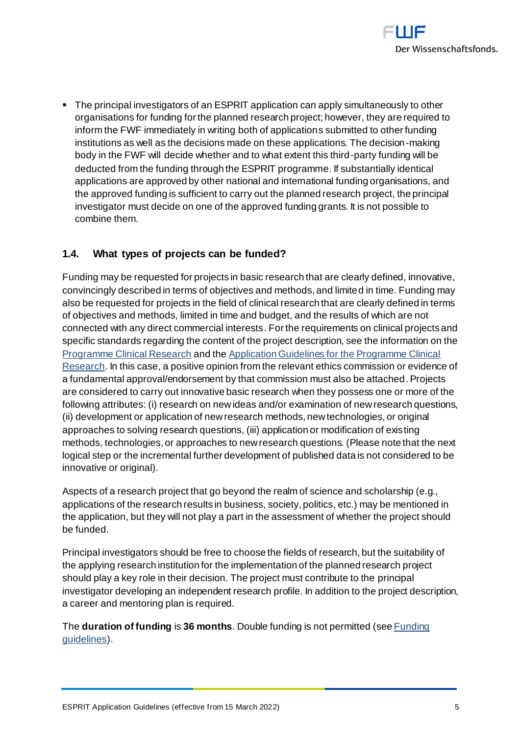- The principal investigators of an ESPRIT application can apply simultaneously to other organisations for funding for the planned research project; however, they are required to inform the FWF immediately in writing both of applications submitted to other funding institutions as well as the decisions made on these applications. The decision-making body in the FWF will decide whether and to what extent this third-party funding will be deducted from the funding through the ESPRIT programme. If substantially identical applications are approved by other national and international funding organisations, and the approved funding is sufficient to carry out the planned research project, the principal investigator must decide on one of the approved funding grants. It is not possible to combine them.

## 1.4. What types of projects can be funded?

Funding may be requested for projects in basic research that are clearly defined, innovative, convincingly described in terms of objectives and methods, and limited in time. Funding may also be requested for projects in the field of clinical research that are clearly defined in terms of objectives and methods, limited in time and budget, and the results of which are not connected with any direct commercial interests. For the requirements on clinical projects and specific standards regarding the content of the project description, see the information on the Programme Clinical Research and the Application Guidelines for the Programme Clinical Research. In this case, a positive opinion from the relevant ethics commission or evidence of a fundamental approval/endorsement by that commission must also be attached. Projects are considered to carry out innovative basic research when they possess one or more of the following attributes: (i) research on new ideas and/or examination of new research questions, (ii) development or application of new research methods, new technologies, or original approaches to solving research questions, (iii) application or modification of existing methods, technologies, or approaches to new research questions. (Please note that the next logical step or the incremental further development of published data is not considered to be innovative or original).

Aspects of a research project that go beyond the realm of science and scholarship (e.g., applications of the research results in business, society, politics, etc.) may be mentioned in the application, but they will not play a part in the assessment of whether the project should be funded.

Principal investigators should be free to choose the fields of research, but the suitability of the applying research institution for the implementation of the planned research project should play a key role in their decision. The project must contribute to the principal investigator developing an independent research profile. In addition to the project description, a career and mentoring plan is required.

The **duration of funding** is **36 months**. Double funding is not permitted (see Funding guidelines).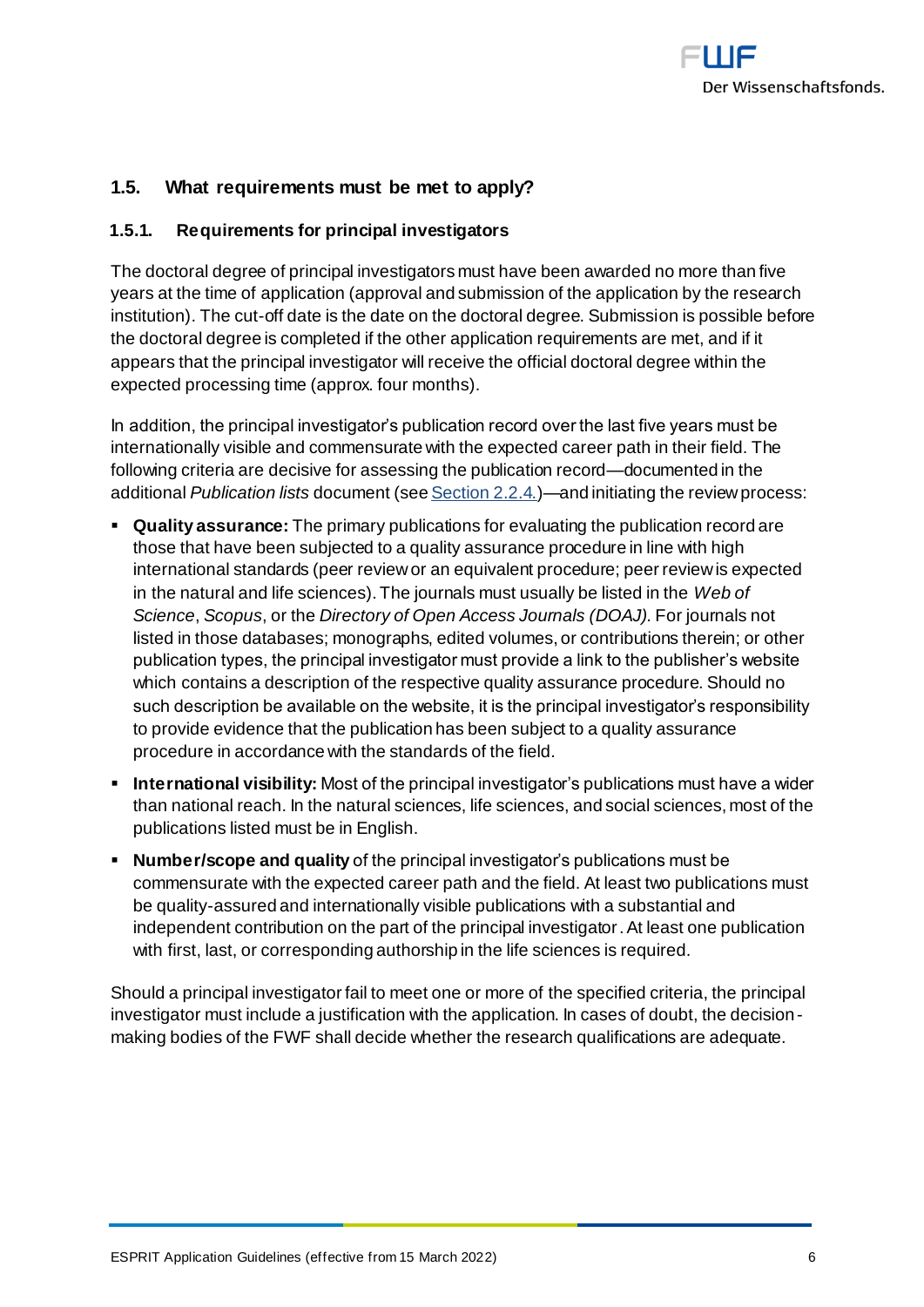## 1.5. What requirements must be met to apply?

### 1.5.1. Requirements for principal investigators

The doctoral degree of principal investigators must have been awarded no more than five years at the time of application (approval and submission of the application by the research institution). The cut-off date is the date on the doctoral degree. Submission is possible before the doctoral degree is completed if the other application requirements are met, and if it appears that the principal investigator will receive the official doctoral degree within the expected processing time (approx. four months).

In addition, the principal investigator's publication record over the last five years must be internationally visible and commensurate with the expected career path in their field. The following criteria are decisive for assessing the publication record—documented in the additional *Publication lists* document (see Section 2.2.4.)—and initiating the review process:

- **Quality assurance:** The primary publications for evaluating the publication record are those that have been subjected to a quality assurance procedure in line with high international standards (peer review or an equivalent procedure; peer review is expected in the natural and life sciences). The journals must usually be listed in the *Web of Science*, *Scopus*, or the *Directory of Open Access Journals (DOAJ)*. For journals not listed in those databases; monographs, edited volumes, or contributions therein; or other publication types, the principal investigator must provide a link to the publisher's website which contains a description of the respective quality assurance procedure. Should no such description be available on the website, it is the principal investigator's responsibility to provide evidence that the publication has been subject to a quality assurance procedure in accordance with the standards of the field.
- **International visibility:** Most of the principal investigator's publications must have a wider than national reach. In the natural sciences, life sciences, and social sciences, most of the publications listed must be in English.
- **Number/scope and quality** of the principal investigator's publications must be commensurate with the expected career path and the field. At least two publications must be quality-assured and internationally visible publications with a substantial and independent contribution on the part of the principal investigator. At least one publication with first, last, or corresponding authorship in the life sciences is required.

Should a principal investigator fail to meet one or more of the specified criteria, the principal investigator must include a justification with the application. In cases of doubt, the decision-making bodies of the FWF shall decide whether the research qualifications are adequate.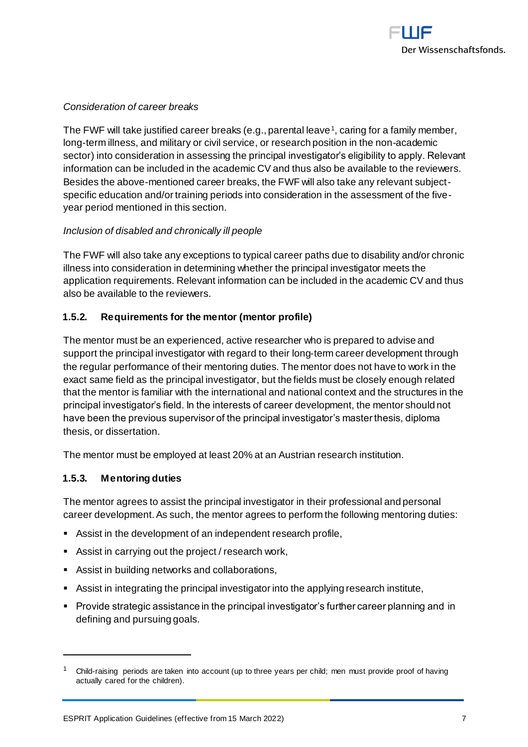*Consideration of career breaks*

The FWF will take justified career breaks (e.g., parental leave[1], caring for a family member, long-term illness, and military or civil service, or research position in the non-academic sector) into consideration in assessing the principal investigator's eligibility to apply. Relevant information can be included in the academic CV and thus also be available to the reviewers. Besides the above-mentioned career breaks, the FWF will also take any relevant subject-specific education and/or training periods into consideration in the assessment of the five-year period mentioned in this section.

*Inclusion of disabled and chronically ill people*

The FWF will also take any exceptions to typical career paths due to disability and/or chronic illness into consideration in determining whether the principal investigator meets the application requirements. Relevant information can be included in the academic CV and thus also be available to the reviewers.

### 1.5.2. Requirements for the mentor (mentor profile)

The mentor must be an experienced, active researcher who is prepared to advise and support the principal investigator with regard to their long-term career development through the regular performance of their mentoring duties. The mentor does not have to work in the exact same field as the principal investigator, but the fields must be closely enough related that the mentor is familiar with the international and national context and the structures in the principal investigator's field. In the interests of career development, the mentor should not have been the previous supervisor of the principal investigator's master thesis, diploma thesis, or dissertation.

The mentor must be employed at least 20% at an Austrian research institution.

### 1.5.3. Mentoring duties

The mentor agrees to assist the principal investigator in their professional and personal career development. As such, the mentor agrees to perform the following mentoring duties:

- Assist in the development of an independent research profile,
- Assist in carrying out the project / research work,
- Assist in building networks and collaborations,
- Assist in integrating the principal investigator into the applying research institute,
- Provide strategic assistance in the principal investigator's further career planning and in defining and pursuing goals.

[1] Child-raising periods are taken into account (up to three years per child; men must provide proof of having actually cared for the children).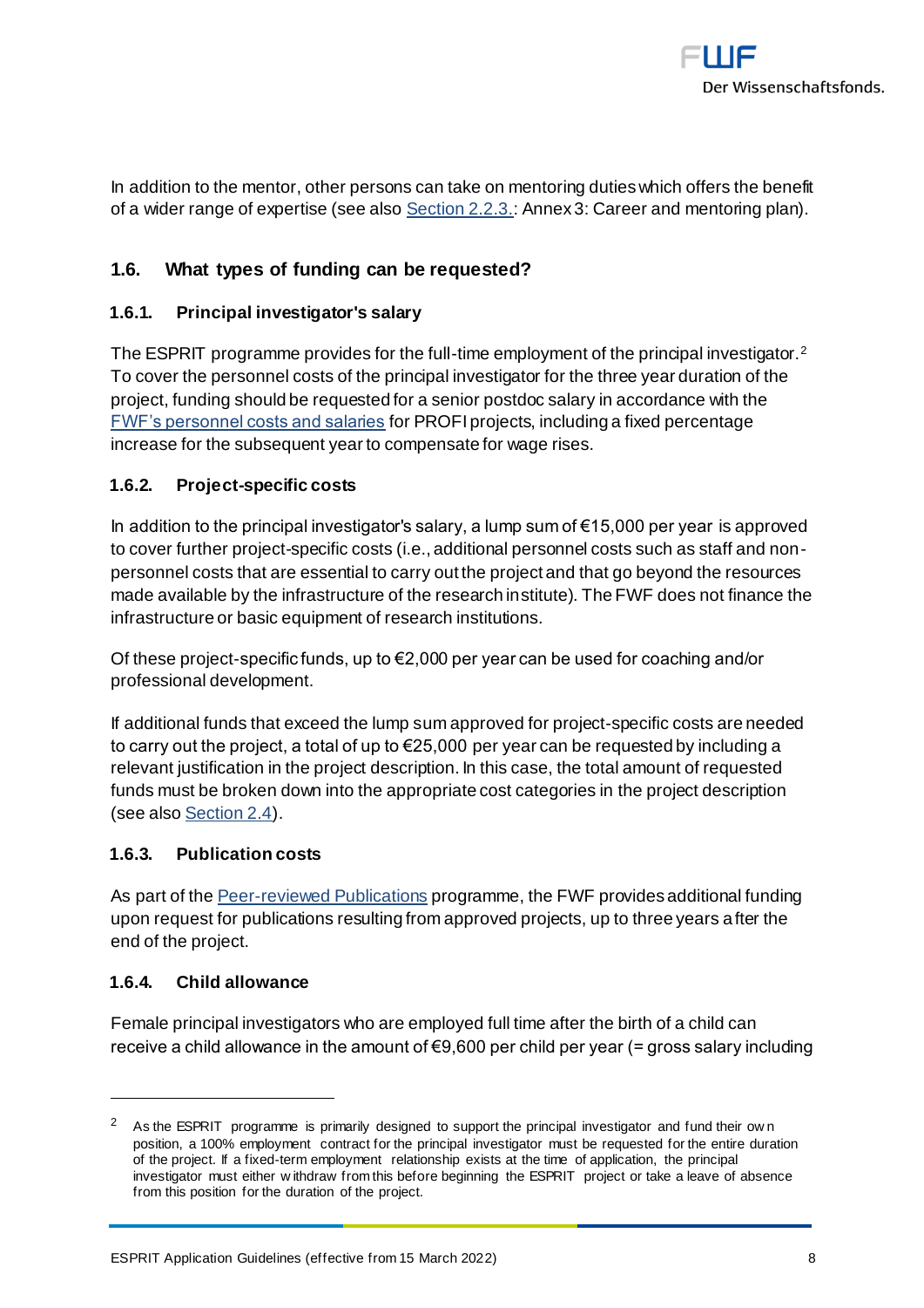In addition to the mentor, other persons can take on mentoring duties which offers the benefit of a wider range of expertise (see also Section 2.2.3.: Annex 3: Career and mentoring plan).

## 1.6. What types of funding can be requested?

### 1.6.1. Principal investigator's salary

The ESPRIT programme provides for the full-time employment of the principal investigator.[2] To cover the personnel costs of the principal investigator for the three year duration of the project, funding should be requested for a senior postdoc salary in accordance with the FWF's personnel costs and salaries for PROFI projects, including a fixed percentage increase for the subsequent year to compensate for wage rises.

### 1.6.2. Project-specific costs

In addition to the principal investigator's salary, a lump sum of €15,000 per year is approved to cover further project-specific costs (i.e., additional personnel costs such as staff and non-personnel costs that are essential to carry out the project and that go beyond the resources made available by the infrastructure of the research institute). The FWF does not finance the infrastructure or basic equipment of research institutions.

Of these project-specific funds, up to €2,000 per year can be used for coaching and/or professional development.

If additional funds that exceed the lump sum approved for project-specific costs are needed to carry out the project, a total of up to €25,000 per year can be requested by including a relevant justification in the project description. In this case, the total amount of requested funds must be broken down into the appropriate cost categories in the project description (see also Section 2.4).

### 1.6.3. Publication costs

As part of the Peer-reviewed Publications programme, the FWF provides additional funding upon request for publications resulting from approved projects, up to three years after the end of the project.

### 1.6.4. Child allowance

Female principal investigators who are employed full time after the birth of a child can receive a child allowance in the amount of €9,600 per child per year (= gross salary including

---

[2] As the ESPRIT programme is primarily designed to support the principal investigator and fund their own position, a 100% employment contract for the principal investigator must be requested for the entire duration of the project. If a fixed-term employment relationship exists at the time of application, the principal investigator must either withdraw from this before beginning the ESPRIT project or take a leave of absence from this position for the duration of the project.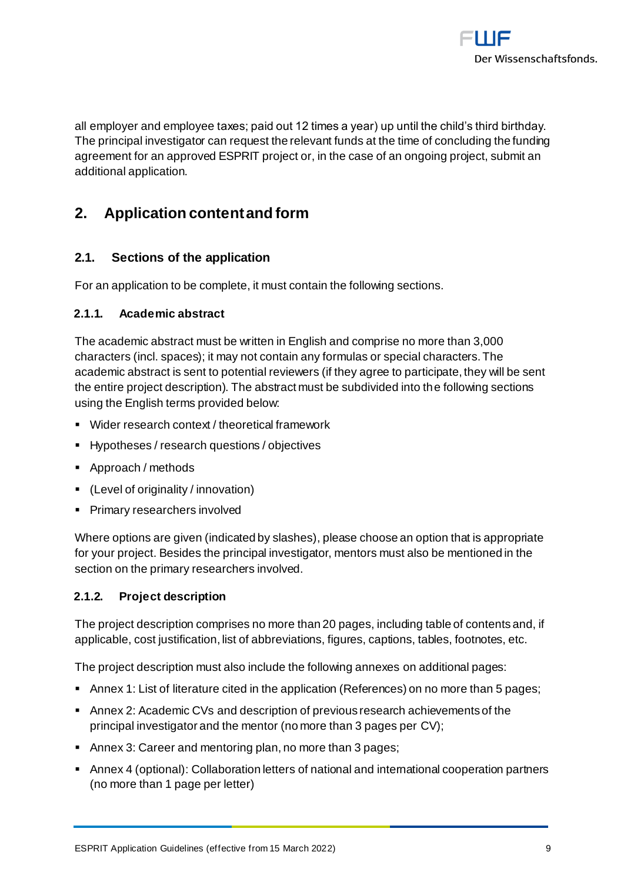all employer and employee taxes; paid out 12 times a year) up until the child's third birthday. The principal investigator can request the relevant funds at the time of concluding the funding agreement for an approved ESPRIT project or, in the case of an ongoing project, submit an additional application.

# 2. Application content and form

## 2.1. Sections of the application

For an application to be complete, it must contain the following sections.

### 2.1.1. Academic abstract

The academic abstract must be written in English and comprise no more than 3,000 characters (incl. spaces); it may not contain any formulas or special characters. The academic abstract is sent to potential reviewers (if they agree to participate, they will be sent the entire project description). The abstract must be subdivided into the following sections using the English terms provided below:

- Wider research context / theoretical framework
- Hypotheses / research questions / objectives
- Approach / methods
- (Level of originality / innovation)
- Primary researchers involved

Where options are given (indicated by slashes), please choose an option that is appropriate for your project. Besides the principal investigator, mentors must also be mentioned in the section on the primary researchers involved.

### 2.1.2. Project description

The project description comprises no more than 20 pages, including table of contents and, if applicable, cost justification, list of abbreviations, figures, captions, tables, footnotes, etc.

The project description must also include the following annexes on additional pages:

- Annex 1: List of literature cited in the application (References) on no more than 5 pages;
- Annex 2: Academic CVs and description of previous research achievements of the principal investigator and the mentor (no more than 3 pages per CV);
- Annex 3: Career and mentoring plan, no more than 3 pages;
- Annex 4 (optional): Collaboration letters of national and international cooperation partners (no more than 1 page per letter)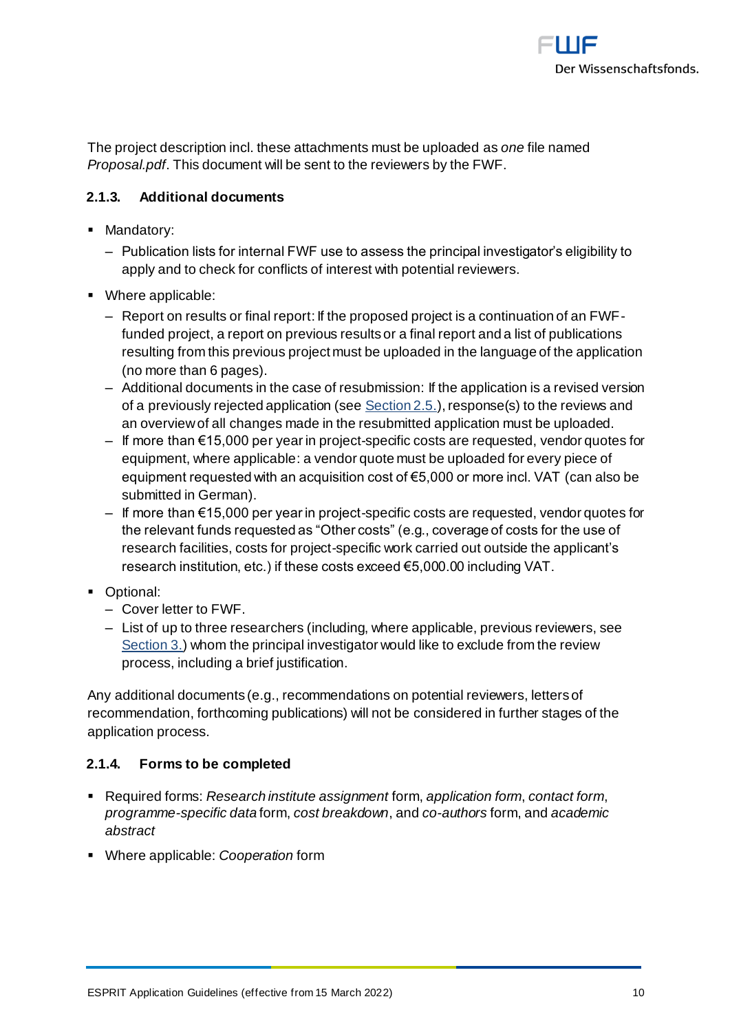The project description incl. these attachments must be uploaded as *one* file named *Proposal.pdf*. This document will be sent to the reviewers by the FWF.

### 2.1.3. Additional documents

- Mandatory:
  - Publication lists for internal FWF use to assess the principal investigator's eligibility to apply and to check for conflicts of interest with potential reviewers.
- Where applicable:
  - Report on results or final report: If the proposed project is a continuation of an FWF-funded project, a report on previous results or a final report and a list of publications resulting from this previous project must be uploaded in the language of the application (no more than 6 pages).
  - Additional documents in the case of resubmission: If the application is a revised version of a previously rejected application (see Section 2.5.), response(s) to the reviews and an overview of all changes made in the resubmitted application must be uploaded.
  - If more than €15,000 per year in project-specific costs are requested, vendor quotes for equipment, where applicable: a vendor quote must be uploaded for every piece of equipment requested with an acquisition cost of €5,000 or more incl. VAT (can also be submitted in German).
  - If more than €15,000 per year in project-specific costs are requested, vendor quotes for the relevant funds requested as "Other costs" (e.g., coverage of costs for the use of research facilities, costs for project-specific work carried out outside the applicant's research institution, etc.) if these costs exceed €5,000.00 including VAT.
- Optional:
  - Cover letter to FWF.
  - List of up to three researchers (including, where applicable, previous reviewers, see Section 3.) whom the principal investigator would like to exclude from the review process, including a brief justification.

Any additional documents (e.g., recommendations on potential reviewers, letters of recommendation, forthcoming publications) will not be considered in further stages of the application process.

### 2.1.4. Forms to be completed

- Required forms: *Research institute assignment* form, *application form*, *contact form*, *programme-specific data* form, *cost breakdown*, and *co-authors* form, and *academic abstract*
- Where applicable: *Cooperation* form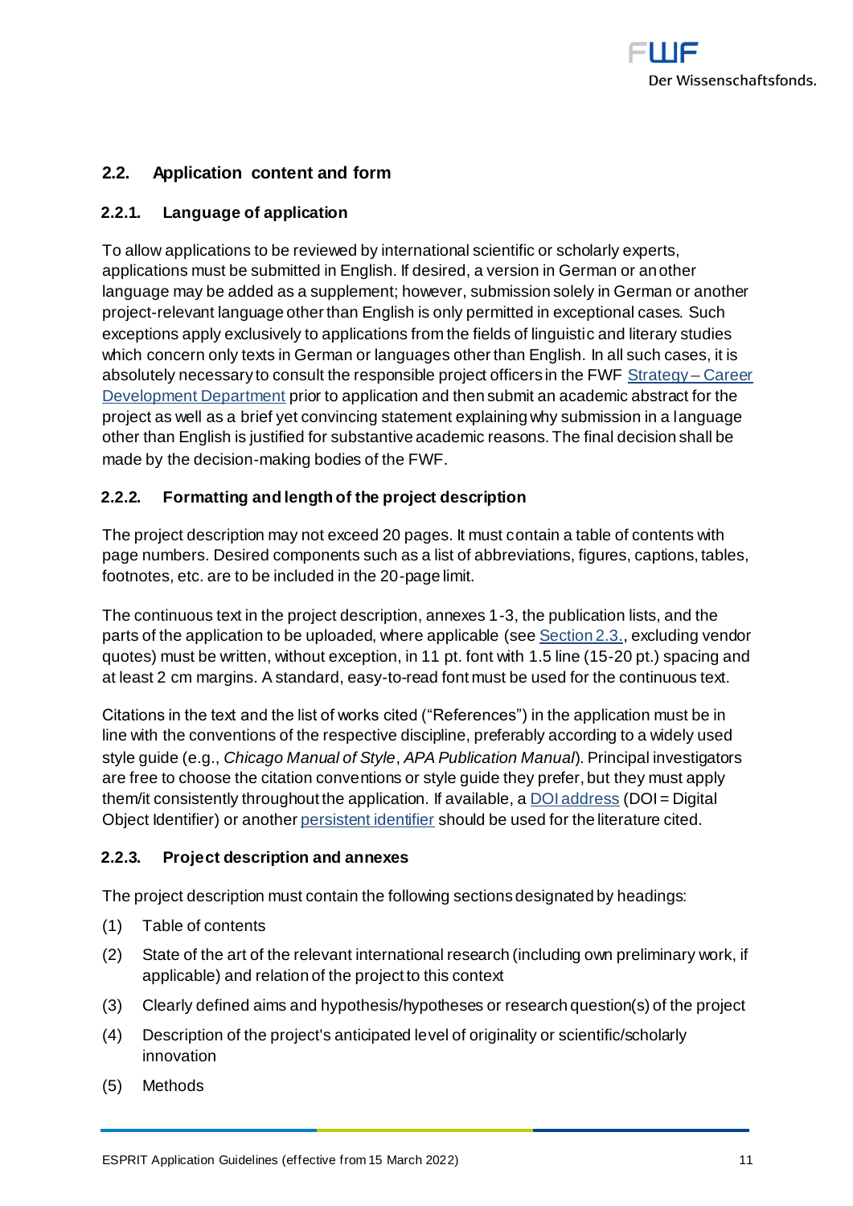## 2.2. Application content and form

### 2.2.1. Language of application

To allow applications to be reviewed by international scientific or scholarly experts, applications must be submitted in English. If desired, a version in German or another language may be added as a supplement; however, submission solely in German or another project-relevant language other than English is only permitted in exceptional cases. Such exceptions apply exclusively to applications from the fields of linguistic and literary studies which concern only texts in German or languages other than English. In all such cases, it is absolutely necessary to consult the responsible project officers in the FWF Strategy – Career Development Department prior to application and then submit an academic abstract for the project as well as a brief yet convincing statement explaining why submission in a language other than English is justified for substantive academic reasons. The final decision shall be made by the decision-making bodies of the FWF.

### 2.2.2. Formatting and length of the project description

The project description may not exceed 20 pages. It must contain a table of contents with page numbers. Desired components such as a list of abbreviations, figures, captions, tables, footnotes, etc. are to be included in the 20-page limit.

The continuous text in the project description, annexes 1-3, the publication lists, and the parts of the application to be uploaded, where applicable (see Section 2.3., excluding vendor quotes) must be written, without exception, in 11 pt. font with 1.5 line (15-20 pt.) spacing and at least 2 cm margins. A standard, easy-to-read font must be used for the continuous text.

Citations in the text and the list of works cited ("References") in the application must be in line with the conventions of the respective discipline, preferably according to a widely used style guide (e.g., *Chicago Manual of Style*, *APA Publication Manual*). Principal investigators are free to choose the citation conventions or style guide they prefer, but they must apply them/it consistently throughout the application. If available, a DOI address (DOI = Digital Object Identifier) or another persistent identifier should be used for the literature cited.

### 2.2.3. Project description and annexes

The project description must contain the following sections designated by headings:

(1) Table of contents

(2) State of the art of the relevant international research (including own preliminary work, if applicable) and relation of the project to this context

(3) Clearly defined aims and hypothesis/hypotheses or research question(s) of the project

(4) Description of the project's anticipated level of originality or scientific/scholarly innovation

(5) Methods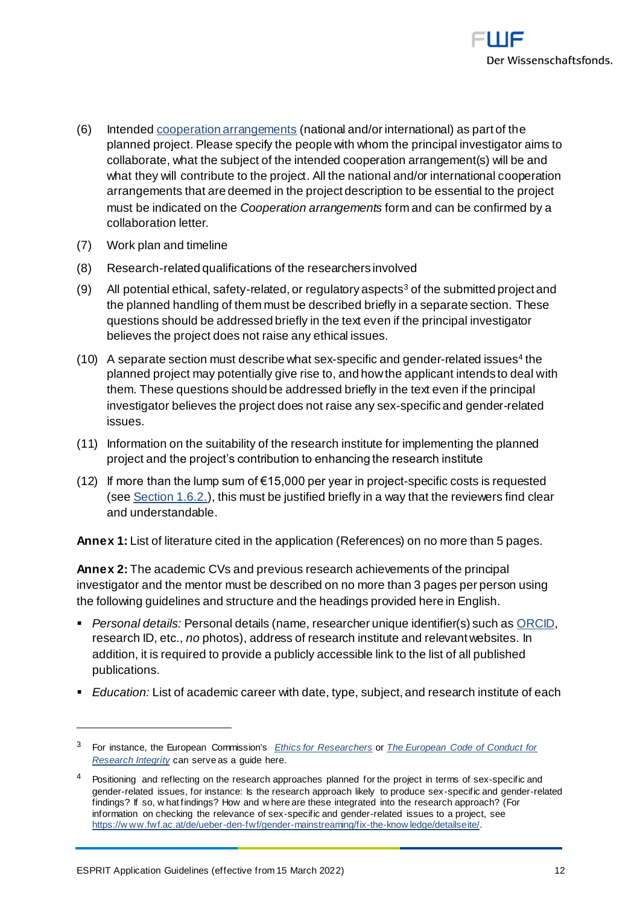(6) Intended [cooperation arrangements](#) (national and/or international) as part of the planned project. Please specify the people with whom the principal investigator aims to collaborate, what the subject of the intended cooperation arrangement(s) will be and what they will contribute to the project. All the national and/or international cooperation arrangements that are deemed in the project description to be essential to the project must be indicated on the *Cooperation arrangements* form and can be confirmed by a collaboration letter.

(7) Work plan and timeline

(8) Research-related qualifications of the researchers involved

(9) All potential ethical, safety-related, or regulatory aspects[3] of the submitted project and the planned handling of them must be described briefly in a separate section. These questions should be addressed briefly in the text even if the principal investigator believes the project does not raise any ethical issues.

(10) A separate section must describe what sex-specific and gender-related issues[4] the planned project may potentially give rise to, and how the applicant intends to deal with them. These questions should be addressed briefly in the text even if the principal investigator believes the project does not raise any sex-specific and gender-related issues.

(11) Information on the suitability of the research institute for implementing the planned project and the project's contribution to enhancing the research institute

(12) If more than the lump sum of €15,000 per year in project-specific costs is requested (see [Section 1.6.2.](#)), this must be justified briefly in a way that the reviewers find clear and understandable.

**Annex 1:** List of literature cited in the application (References) on no more than 5 pages.

**Annex 2:** The academic CVs and previous research achievements of the principal investigator and the mentor must be described on no more than 3 pages per person using the following guidelines and structure and the headings provided here in English.

- *Personal details:* Personal details (name, researcher unique identifier(s) such as [ORCID](#), research ID, etc., *no* photos), address of research institute and relevant websites. In addition, it is required to provide a publicly accessible link to the list of all published publications.
- *Education:* List of academic career with date, type, subject, and research institute of each

---

[3] For instance, the European Commission's *[Ethics for Researchers](#)* or *[The European Code of Conduct for Research Integrity](#)* can serve as a guide here.

[4] Positioning and reflecting on the research approaches planned for the project in terms of sex-specific and gender-related issues, for instance: Is the research approach likely to produce sex-specific and gender-related findings? If so, what findings? How and where are these integrated into the research approach? (For information on checking the relevance of sex-specific and gender-related issues to a project, see [https://www.fwf.ac.at/de/ueber-den-fwf/gender-mainstreaming/fix-the-knowledge/detailseite/](https://www.fwf.ac.at/de/ueber-den-fwf/gender-mainstreaming/fix-the-knowledge/detailseite/).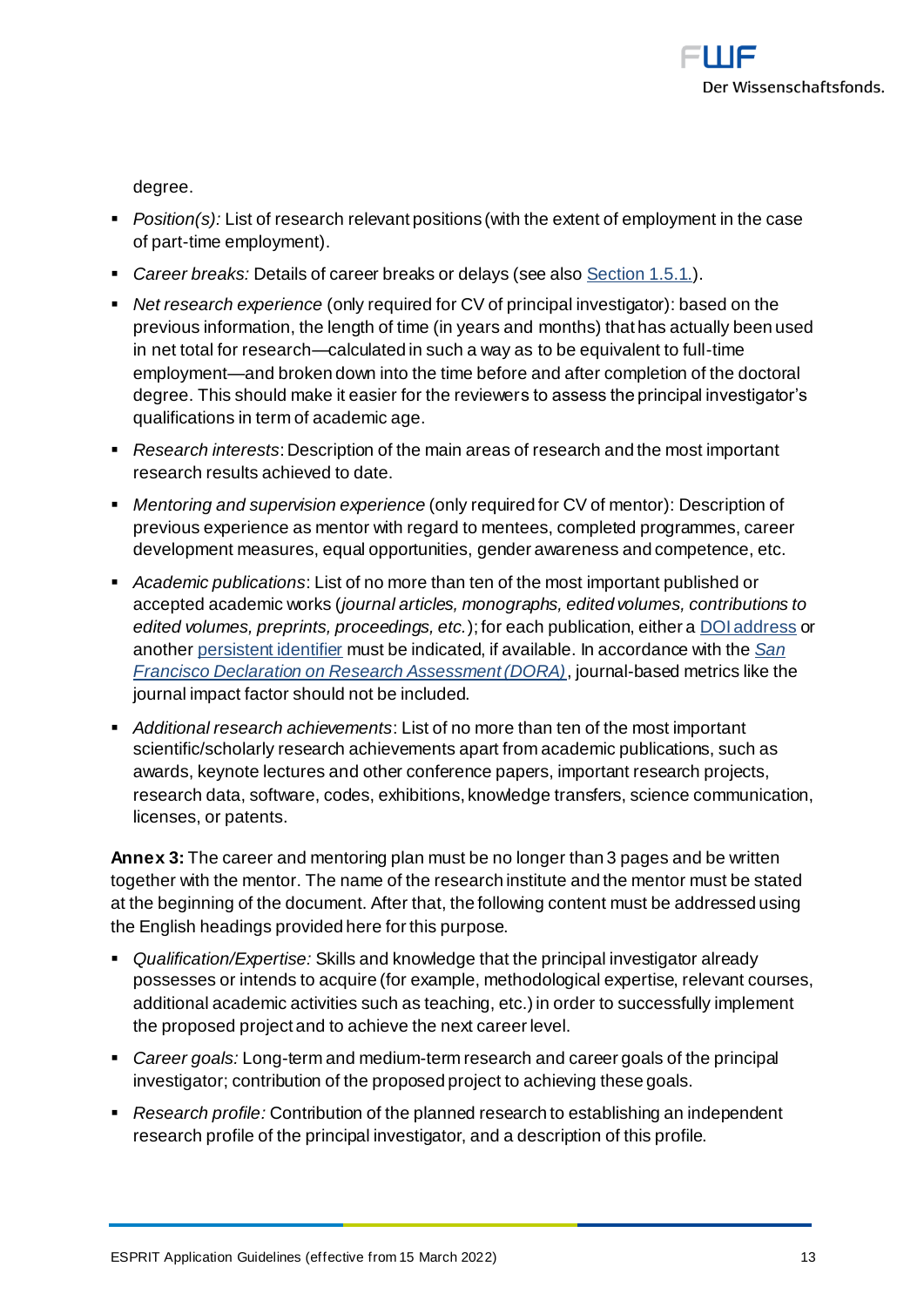degree.

- *Position(s):* List of research relevant positions (with the extent of employment in the case of part-time employment).
- *Career breaks:* Details of career breaks or delays (see also Section 1.5.1.).
- *Net research experience* (only required for CV of principal investigator): based on the previous information, the length of time (in years and months) that has actually been used in net total for research—calculated in such a way as to be equivalent to full-time employment—and broken down into the time before and after completion of the doctoral degree. This should make it easier for the reviewers to assess the principal investigator's qualifications in term of academic age.
- *Research interests*: Description of the main areas of research and the most important research results achieved to date.
- *Mentoring and supervision experience* (only required for CV of mentor): Description of previous experience as mentor with regard to mentees, completed programmes, career development measures, equal opportunities, gender awareness and competence, etc.
- *Academic publications*: List of no more than ten of the most important published or accepted academic works (*journal articles, monographs, edited volumes, contributions to edited volumes, preprints, proceedings, etc.*); for each publication, either a DOI address or another persistent identifier must be indicated, if available. In accordance with the *San Francisco Declaration on Research Assessment (DORA)*, journal-based metrics like the journal impact factor should not be included.
- *Additional research achievements*: List of no more than ten of the most important scientific/scholarly research achievements apart from academic publications, such as awards, keynote lectures and other conference papers, important research projects, research data, software, codes, exhibitions, knowledge transfers, science communication, licenses, or patents.

**Annex 3:** The career and mentoring plan must be no longer than 3 pages and be written together with the mentor. The name of the research institute and the mentor must be stated at the beginning of the document. After that, the following content must be addressed using the English headings provided here for this purpose.

- *Qualification/Expertise:* Skills and knowledge that the principal investigator already possesses or intends to acquire (for example, methodological expertise, relevant courses, additional academic activities such as teaching, etc.) in order to successfully implement the proposed project and to achieve the next career level.
- *Career goals:* Long-term and medium-term research and career goals of the principal investigator; contribution of the proposed project to achieving these goals.
- *Research profile:* Contribution of the planned research to establishing an independent research profile of the principal investigator, and a description of this profile.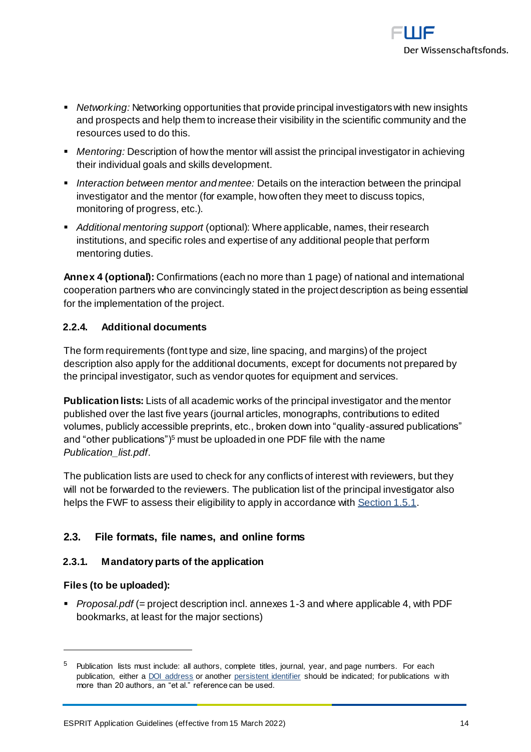- *Networking:* Networking opportunities that provide principal investigators with new insights and prospects and help them to increase their visibility in the scientific community and the resources used to do this.
- *Mentoring:* Description of how the mentor will assist the principal investigator in achieving their individual goals and skills development.
- *Interaction between mentor and mentee:* Details on the interaction between the principal investigator and the mentor (for example, how often they meet to discuss topics, monitoring of progress, etc.).
- *Additional mentoring support* (optional): Where applicable, names, their research institutions, and specific roles and expertise of any additional people that perform mentoring duties.

**Annex 4 (optional):** Confirmations (each no more than 1 page) of national and international cooperation partners who are convincingly stated in the project description as being essential for the implementation of the project.

### 2.2.4. Additional documents

The form requirements (font type and size, line spacing, and margins) of the project description also apply for the additional documents, except for documents not prepared by the principal investigator, such as vendor quotes for equipment and services.

**Publication lists:** Lists of all academic works of the principal investigator and the mentor published over the last five years (journal articles, monographs, contributions to edited volumes, publicly accessible preprints, etc., broken down into "quality-assured publications" and "other publications")[5] must be uploaded in one PDF file with the name *Publication_list.pdf*.

The publication lists are used to check for any conflicts of interest with reviewers, but they will not be forwarded to the reviewers. The publication list of the principal investigator also helps the FWF to assess their eligibility to apply in accordance with Section 1.5.1.

## 2.3. File formats, file names, and online forms

### 2.3.1. Mandatory parts of the application

**Files (to be uploaded):**

- *Proposal.pdf* (= project description incl. annexes 1-3 and where applicable 4, with PDF bookmarks, at least for the major sections)

---

[5] Publication lists must include: all authors, complete titles, journal, year, and page numbers. For each publication, either a DOI address or another persistent identifier should be indicated; for publications with more than 20 authors, an "et al." reference can be used.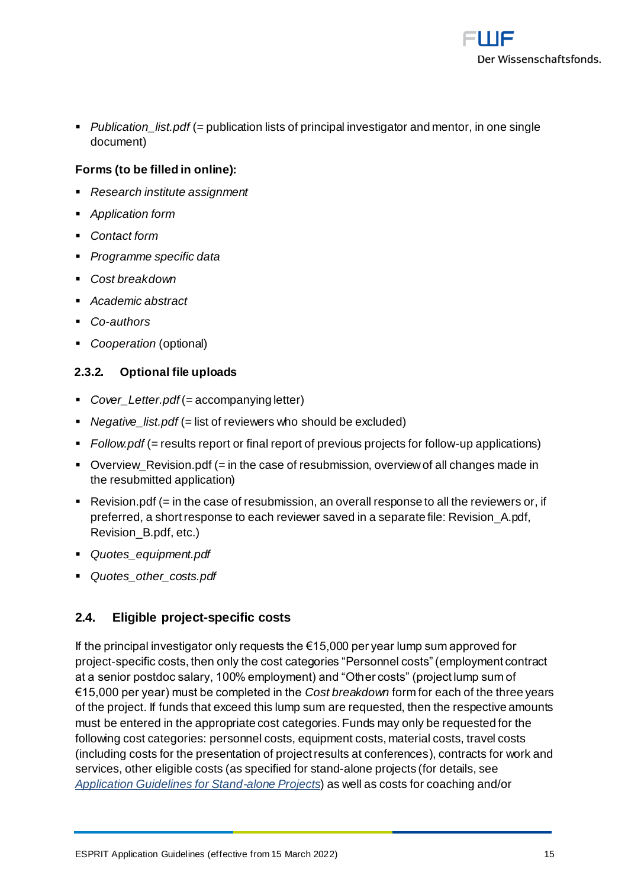- *Publication_list.pdf* (= publication lists of principal investigator and mentor, in one single document)

**Forms (to be filled in online):**

- *Research institute assignment*
- *Application form*
- *Contact form*
- *Programme specific data*
- *Cost breakdown*
- *Academic abstract*
- *Co-authors*
- *Cooperation* (optional)

#### 2.3.2. Optional file uploads

- *Cover_Letter.pdf* (= accompanying letter)
- *Negative_list.pdf* (= list of reviewers who should be excluded)
- *Follow.pdf* (= results report or final report of previous projects for follow-up applications)
- Overview_Revision.pdf (= in the case of resubmission, overview of all changes made in the resubmitted application)
- Revision.pdf (= in the case of resubmission, an overall response to all the reviewers or, if preferred, a short response to each reviewer saved in a separate file: Revision_A.pdf, Revision_B.pdf, etc.)
- *Quotes_equipment.pdf*
- *Quotes_other_costs.pdf*

### 2.4. Eligible project-specific costs

If the principal investigator only requests the €15,000 per year lump sum approved for project-specific costs, then only the cost categories "Personnel costs" (employment contract at a senior postdoc salary, 100% employment) and "Other costs" (project lump sum of €15,000 per year) must be completed in the *Cost breakdown* form for each of the three years of the project. If funds that exceed this lump sum are requested, then the respective amounts must be entered in the appropriate cost categories. Funds may only be requested for the following cost categories: personnel costs, equipment costs, material costs, travel costs (including costs for the presentation of project results at conferences), contracts for work and services, other eligible costs (as specified for stand-alone projects (for details, see *Application Guidelines for Stand-alone Projects*) as well as costs for coaching and/or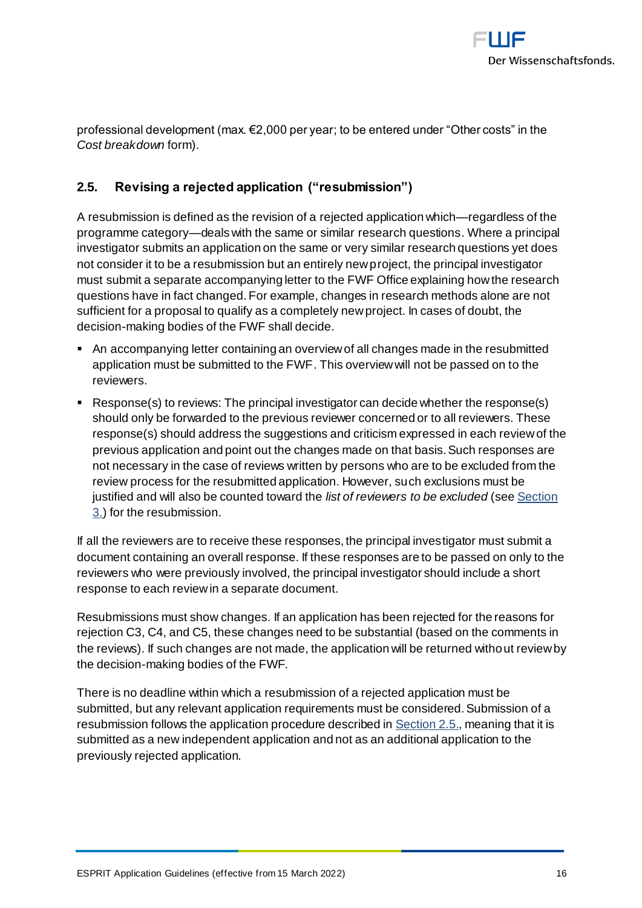professional development (max. €2,000 per year; to be entered under "Other costs" in the *Cost breakdown* form).

### 2.5. Revising a rejected application ("resubmission")

A resubmission is defined as the revision of a rejected application which—regardless of the programme category—deals with the same or similar research questions. Where a principal investigator submits an application on the same or very similar research questions yet does not consider it to be a resubmission but an entirely new project, the principal investigator must submit a separate accompanying letter to the FWF Office explaining how the research questions have in fact changed. For example, changes in research methods alone are not sufficient for a proposal to qualify as a completely new project. In cases of doubt, the decision-making bodies of the FWF shall decide.

- An accompanying letter containing an overview of all changes made in the resubmitted application must be submitted to the FWF. This overview will not be passed on to the reviewers.
- Response(s) to reviews: The principal investigator can decide whether the response(s) should only be forwarded to the previous reviewer concerned or to all reviewers. These response(s) should address the suggestions and criticism expressed in each review of the previous application and point out the changes made on that basis. Such responses are not necessary in the case of reviews written by persons who are to be excluded from the review process for the resubmitted application. However, such exclusions must be justified and will also be counted toward the *list of reviewers to be excluded* (see Section 3.) for the resubmission.

If all the reviewers are to receive these responses, the principal investigator must submit a document containing an overall response. If these responses are to be passed on only to the reviewers who were previously involved, the principal investigator should include a short response to each review in a separate document.

Resubmissions must show changes. If an application has been rejected for the reasons for rejection C3, C4, and C5, these changes need to be substantial (based on the comments in the reviews). If such changes are not made, the application will be returned without review by the decision-making bodies of the FWF.

There is no deadline within which a resubmission of a rejected application must be submitted, but any relevant application requirements must be considered. Submission of a resubmission follows the application procedure described in Section 2.5., meaning that it is submitted as a new independent application and not as an additional application to the previously rejected application.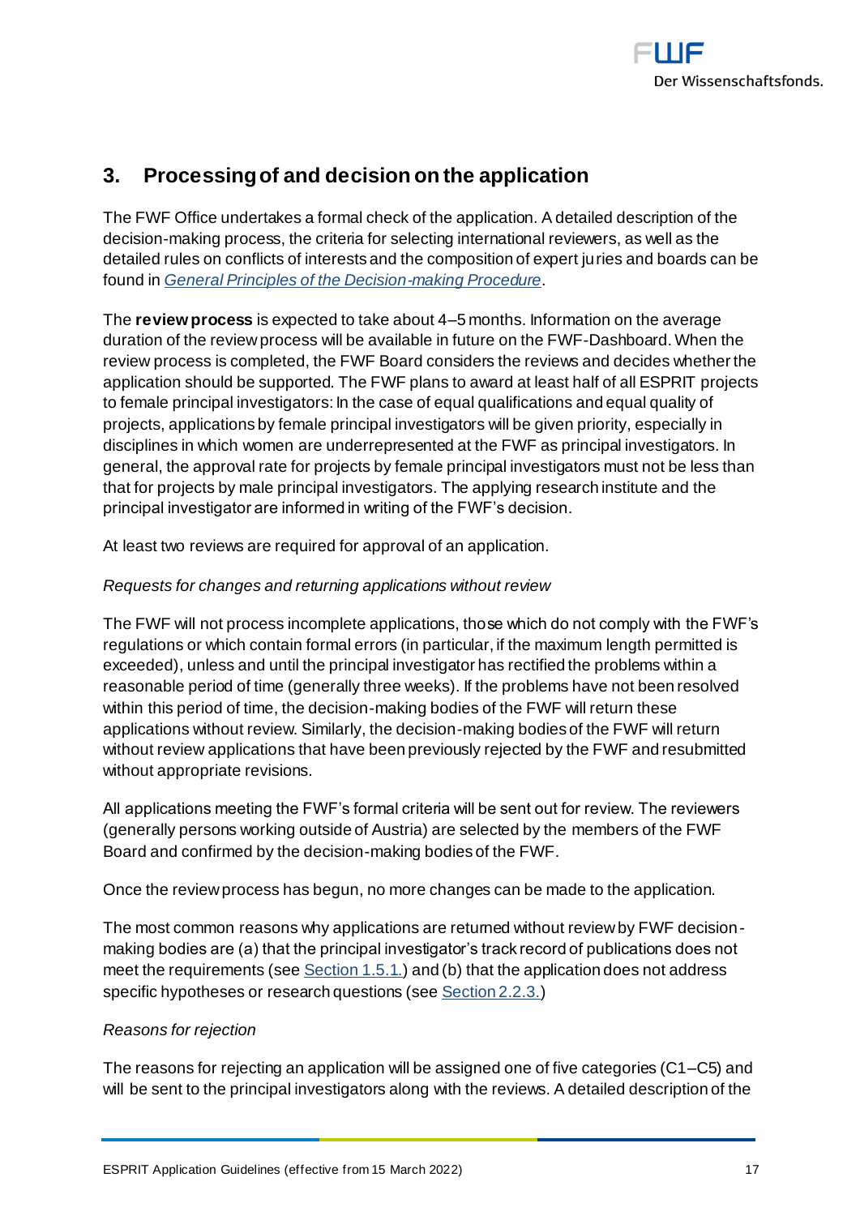## 3. Processing of and decision on the application

The FWF Office undertakes a formal check of the application. A detailed description of the decision-making process, the criteria for selecting international reviewers, as well as the detailed rules on conflicts of interests and the composition of expert juries and boards can be found in *General Principles of the Decision-making Procedure*.

The **review process** is expected to take about 4–5 months. Information on the average duration of the review process will be available in future on the FWF-Dashboard. When the review process is completed, the FWF Board considers the reviews and decides whether the application should be supported. The FWF plans to award at least half of all ESPRIT projects to female principal investigators: In the case of equal qualifications and equal quality of projects, applications by female principal investigators will be given priority, especially in disciplines in which women are underrepresented at the FWF as principal investigators. In general, the approval rate for projects by female principal investigators must not be less than that for projects by male principal investigators. The applying research institute and the principal investigator are informed in writing of the FWF's decision.

At least two reviews are required for approval of an application.

*Requests for changes and returning applications without review*

The FWF will not process incomplete applications, those which do not comply with the FWF's regulations or which contain formal errors (in particular, if the maximum length permitted is exceeded), unless and until the principal investigator has rectified the problems within a reasonable period of time (generally three weeks). If the problems have not been resolved within this period of time, the decision-making bodies of the FWF will return these applications without review. Similarly, the decision-making bodies of the FWF will return without review applications that have been previously rejected by the FWF and resubmitted without appropriate revisions.

All applications meeting the FWF's formal criteria will be sent out for review. The reviewers (generally persons working outside of Austria) are selected by the members of the FWF Board and confirmed by the decision-making bodies of the FWF.

Once the review process has begun, no more changes can be made to the application.

The most common reasons why applications are returned without review by FWF decision-making bodies are (a) that the principal investigator's track record of publications does not meet the requirements (see Section 1.5.1.) and (b) that the application does not address specific hypotheses or research questions (see Section 2.2.3.)

*Reasons for rejection*

The reasons for rejecting an application will be assigned one of five categories (C1–C5) and will be sent to the principal investigators along with the reviews. A detailed description of the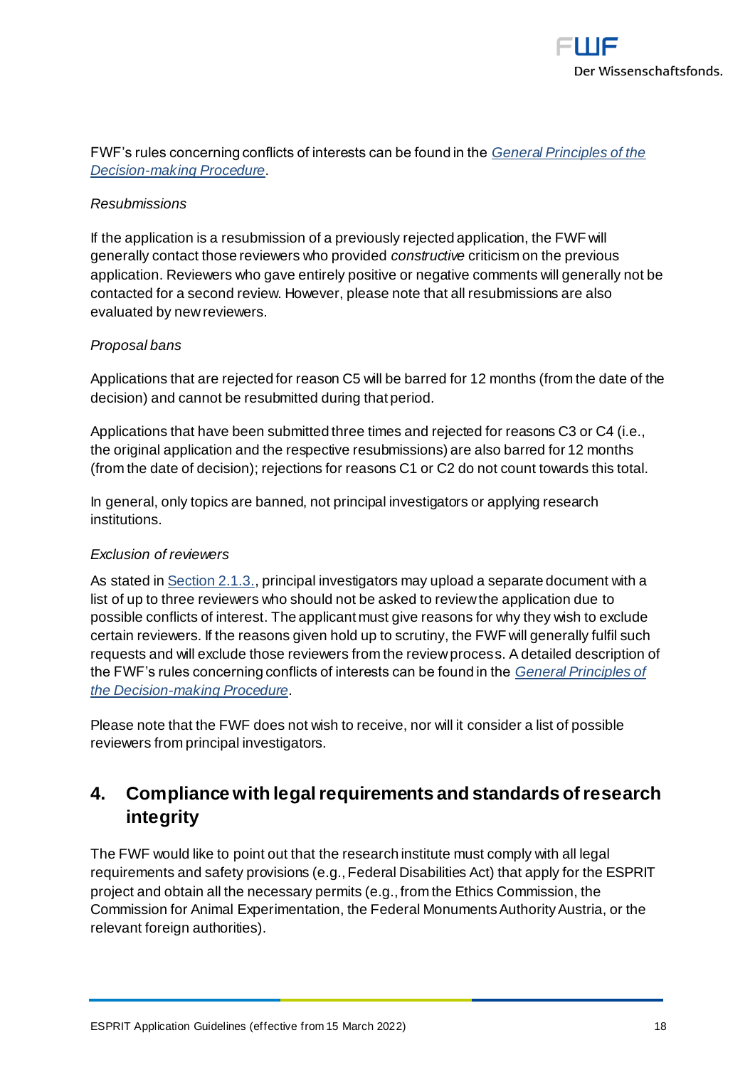FWF's rules concerning conflicts of interests can be found in the *General Principles of the Decision-making Procedure*.

*Resubmissions*

If the application is a resubmission of a previously rejected application, the FWF will generally contact those reviewers who provided *constructive* criticism on the previous application. Reviewers who gave entirely positive or negative comments will generally not be contacted for a second review. However, please note that all resubmissions are also evaluated by new reviewers.

*Proposal bans*

Applications that are rejected for reason C5 will be barred for 12 months (from the date of the decision) and cannot be resubmitted during that period.

Applications that have been submitted three times and rejected for reasons C3 or C4 (i.e., the original application and the respective resubmissions) are also barred for 12 months (from the date of decision); rejections for reasons C1 or C2 do not count towards this total.

In general, only topics are banned, not principal investigators or applying research institutions.

*Exclusion of reviewers*

As stated in Section 2.1.3., principal investigators may upload a separate document with a list of up to three reviewers who should not be asked to review the application due to possible conflicts of interest. The applicant must give reasons for why they wish to exclude certain reviewers. If the reasons given hold up to scrutiny, the FWF will generally fulfil such requests and will exclude those reviewers from the review process. A detailed description of the FWF's rules concerning conflicts of interests can be found in the *General Principles of the Decision-making Procedure*.

Please note that the FWF does not wish to receive, nor will it consider a list of possible reviewers from principal investigators.

## 4. Compliance with legal requirements and standards of research integrity

The FWF would like to point out that the research institute must comply with all legal requirements and safety provisions (e.g., Federal Disabilities Act) that apply for the ESPRIT project and obtain all the necessary permits (e.g., from the Ethics Commission, the Commission for Animal Experimentation, the Federal Monuments Authority Austria, or the relevant foreign authorities).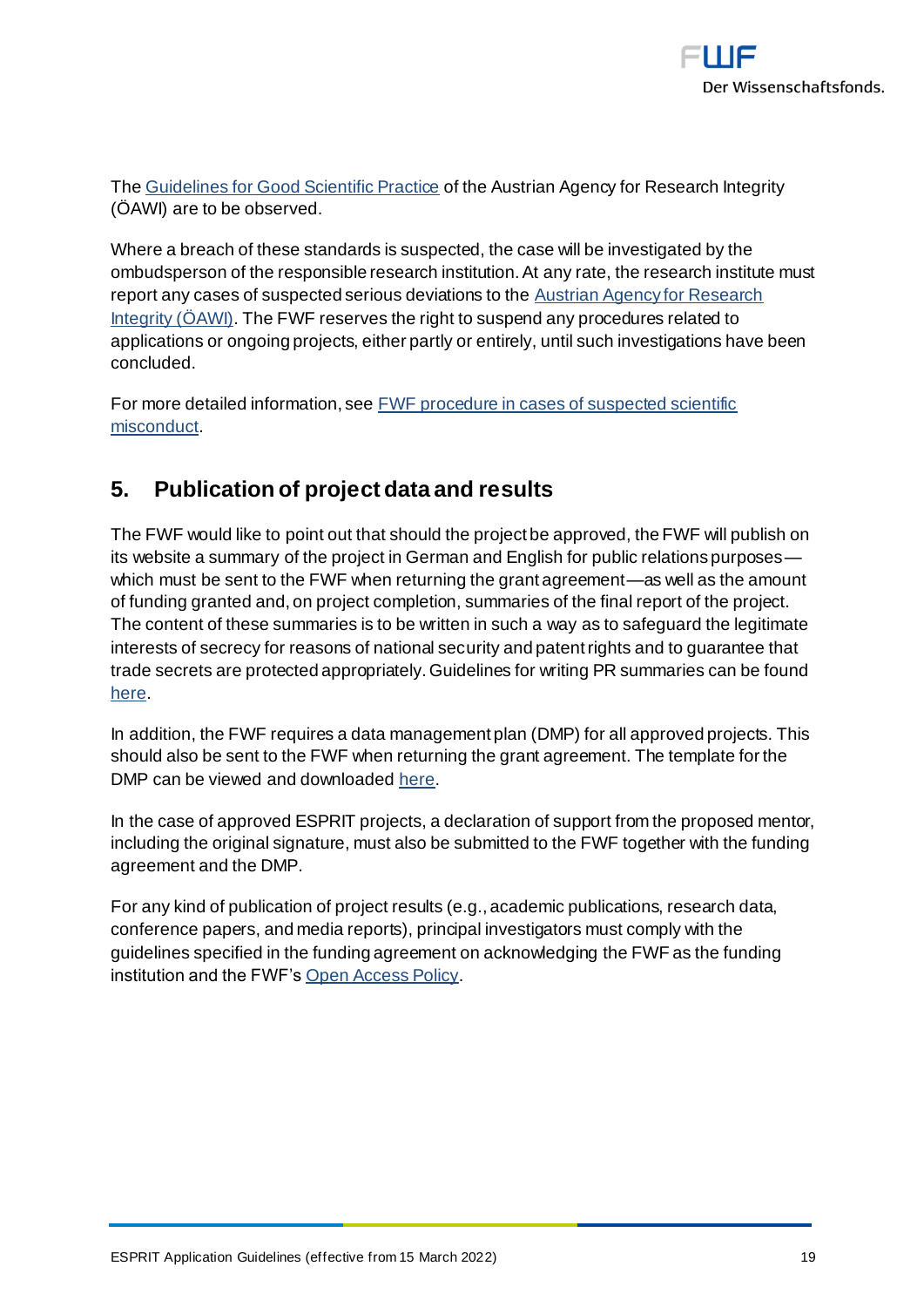The [Guidelines for Good Scientific Practice]() of the Austrian Agency for Research Integrity (ÖAWI) are to be observed.

Where a breach of these standards is suspected, the case will be investigated by the ombudsperson of the responsible research institution. At any rate, the research institute must report any cases of suspected serious deviations to the [Austrian Agency for Research Integrity (ÖAWI)](). The FWF reserves the right to suspend any procedures related to applications or ongoing projects, either partly or entirely, until such investigations have been concluded.

For more detailed information, see [FWF procedure in cases of suspected scientific misconduct]().

## 5. Publication of project data and results

The FWF would like to point out that should the project be approved, the FWF will publish on its website a summary of the project in German and English for public relations purposes—which must be sent to the FWF when returning the grant agreement—as well as the amount of funding granted and, on project completion, summaries of the final report of the project. The content of these summaries is to be written in such a way as to safeguard the legitimate interests of secrecy for reasons of national security and patent rights and to guarantee that trade secrets are protected appropriately. Guidelines for writing PR summaries can be found [here]().

In addition, the FWF requires a data management plan (DMP) for all approved projects. This should also be sent to the FWF when returning the grant agreement. The template for the DMP can be viewed and downloaded [here]().

In the case of approved ESPRIT projects, a declaration of support from the proposed mentor, including the original signature, must also be submitted to the FWF together with the funding agreement and the DMP.

For any kind of publication of project results (e.g., academic publications, research data, conference papers, and media reports), principal investigators must comply with the guidelines specified in the funding agreement on acknowledging the FWF as the funding institution and the FWF's [Open Access Policy]().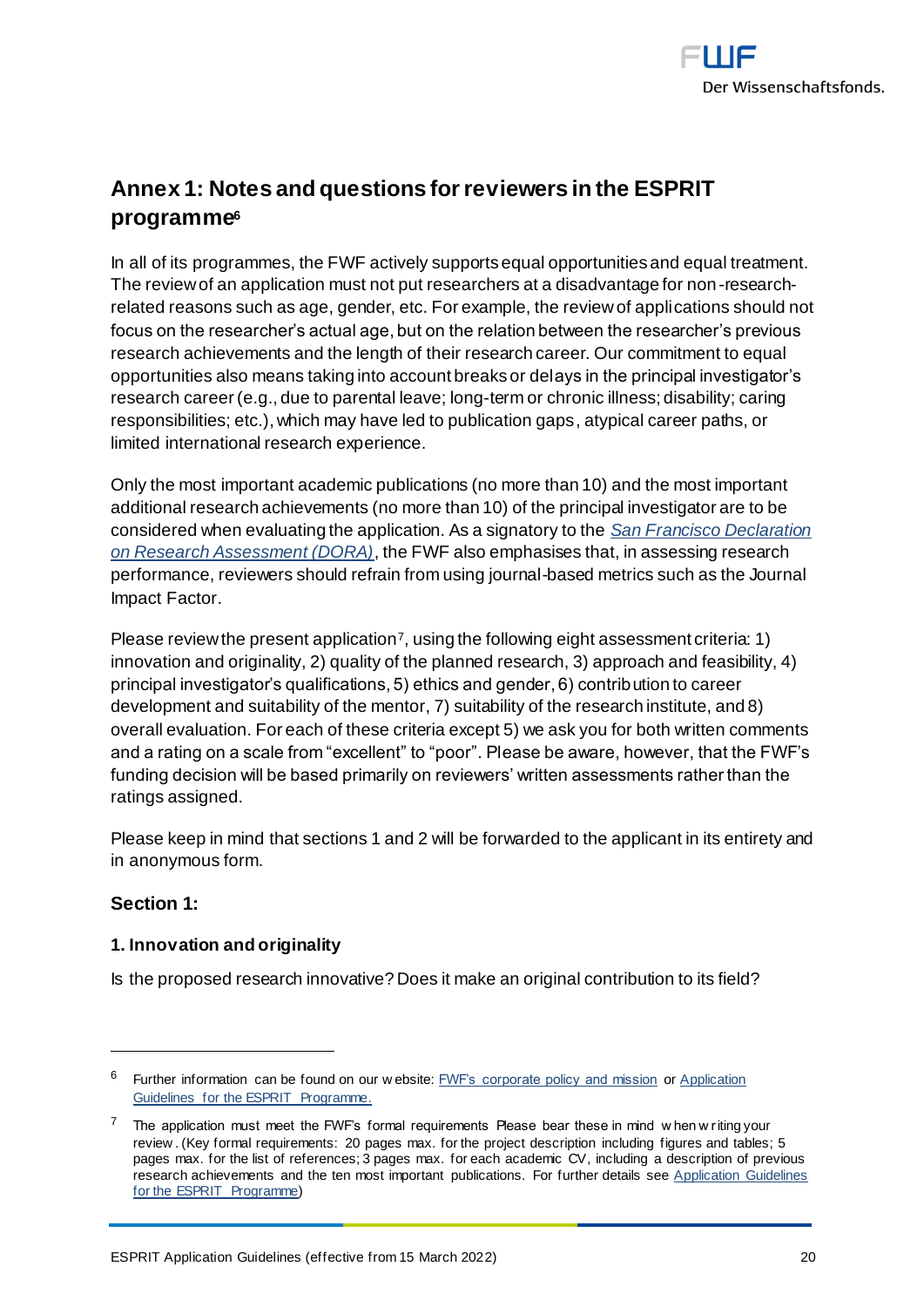# Annex 1: Notes and questions for reviewers in the ESPRIT programme[6]

In all of its programmes, the FWF actively supports equal opportunities and equal treatment. The review of an application must not put researchers at a disadvantage for non-research-related reasons such as age, gender, etc. For example, the review of applications should not focus on the researcher's actual age, but on the relation between the researcher's previous research achievements and the length of their research career. Our commitment to equal opportunities also means taking into account breaks or delays in the principal investigator's research career (e.g., due to parental leave; long-term or chronic illness; disability; caring responsibilities; etc.), which may have led to publication gaps, atypical career paths, or limited international research experience.

Only the most important academic publications (no more than 10) and the most important additional research achievements (no more than 10) of the principal investigator are to be considered when evaluating the application. As a signatory to the *San Francisco Declaration on Research Assessment (DORA)*, the FWF also emphasises that, in assessing research performance, reviewers should refrain from using journal-based metrics such as the Journal Impact Factor.

Please review the present application[7], using the following eight assessment criteria: 1) innovation and originality, 2) quality of the planned research, 3) approach and feasibility, 4) principal investigator's qualifications, 5) ethics and gender, 6) contribution to career development and suitability of the mentor, 7) suitability of the research institute, and 8) overall evaluation. For each of these criteria except 5) we ask you for both written comments and a rating on a scale from "excellent" to "poor". Please be aware, however, that the FWF's funding decision will be based primarily on reviewers' written assessments rather than the ratings assigned.

Please keep in mind that sections 1 and 2 will be forwarded to the applicant in its entirety and in anonymous form.

### Section 1:

#### 1. Innovation and originality

Is the proposed research innovative? Does it make an original contribution to its field?

---

[6] Further information can be found on our website: FWF's corporate policy and mission or Application Guidelines for the ESPRIT Programme.

[7] The application must meet the FWF's formal requirements Please bear these in mind when writing your review. (Key formal requirements: 20 pages max. for the project description including figures and tables; 5 pages max. for the list of references; 3 pages max. for each academic CV, including a description of previous research achievements and the ten most important publications. For further details see Application Guidelines for the ESPRIT Programme)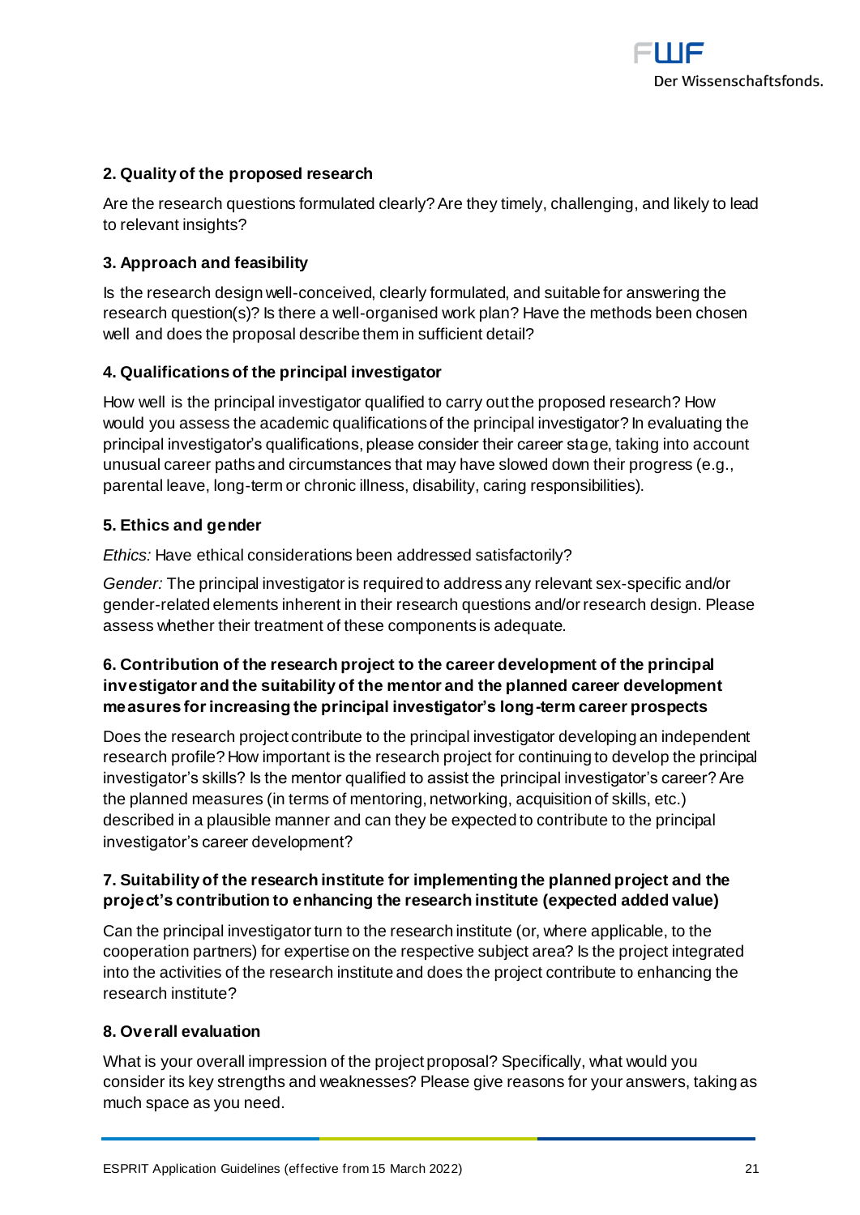**2. Quality of the proposed research**

Are the research questions formulated clearly? Are they timely, challenging, and likely to lead to relevant insights?

**3. Approach and feasibility**

Is the research design well-conceived, clearly formulated, and suitable for answering the research question(s)? Is there a well-organised work plan? Have the methods been chosen well and does the proposal describe them in sufficient detail?

**4. Qualifications of the principal investigator**

How well is the principal investigator qualified to carry out the proposed research? How would you assess the academic qualifications of the principal investigator? In evaluating the principal investigator's qualifications, please consider their career stage, taking into account unusual career paths and circumstances that may have slowed down their progress (e.g., parental leave, long-term or chronic illness, disability, caring responsibilities).

**5. Ethics and gender**

*Ethics:* Have ethical considerations been addressed satisfactorily?

*Gender:* The principal investigator is required to address any relevant sex-specific and/or gender-related elements inherent in their research questions and/or research design. Please assess whether their treatment of these components is adequate.

**6. Contribution of the research project to the career development of the principal investigator and the suitability of the mentor and the planned career development measures for increasing the principal investigator's long-term career prospects**

Does the research project contribute to the principal investigator developing an independent research profile? How important is the research project for continuing to develop the principal investigator's skills? Is the mentor qualified to assist the principal investigator's career? Are the planned measures (in terms of mentoring, networking, acquisition of skills, etc.) described in a plausible manner and can they be expected to contribute to the principal investigator's career development?

**7. Suitability of the research institute for implementing the planned project and the project's contribution to enhancing the research institute (expected added value)**

Can the principal investigator turn to the research institute (or, where applicable, to the cooperation partners) for expertise on the respective subject area? Is the project integrated into the activities of the research institute and does the project contribute to enhancing the research institute?

**8. Overall evaluation**

What is your overall impression of the project proposal? Specifically, what would you consider its key strengths and weaknesses? Please give reasons for your answers, taking as much space as you need.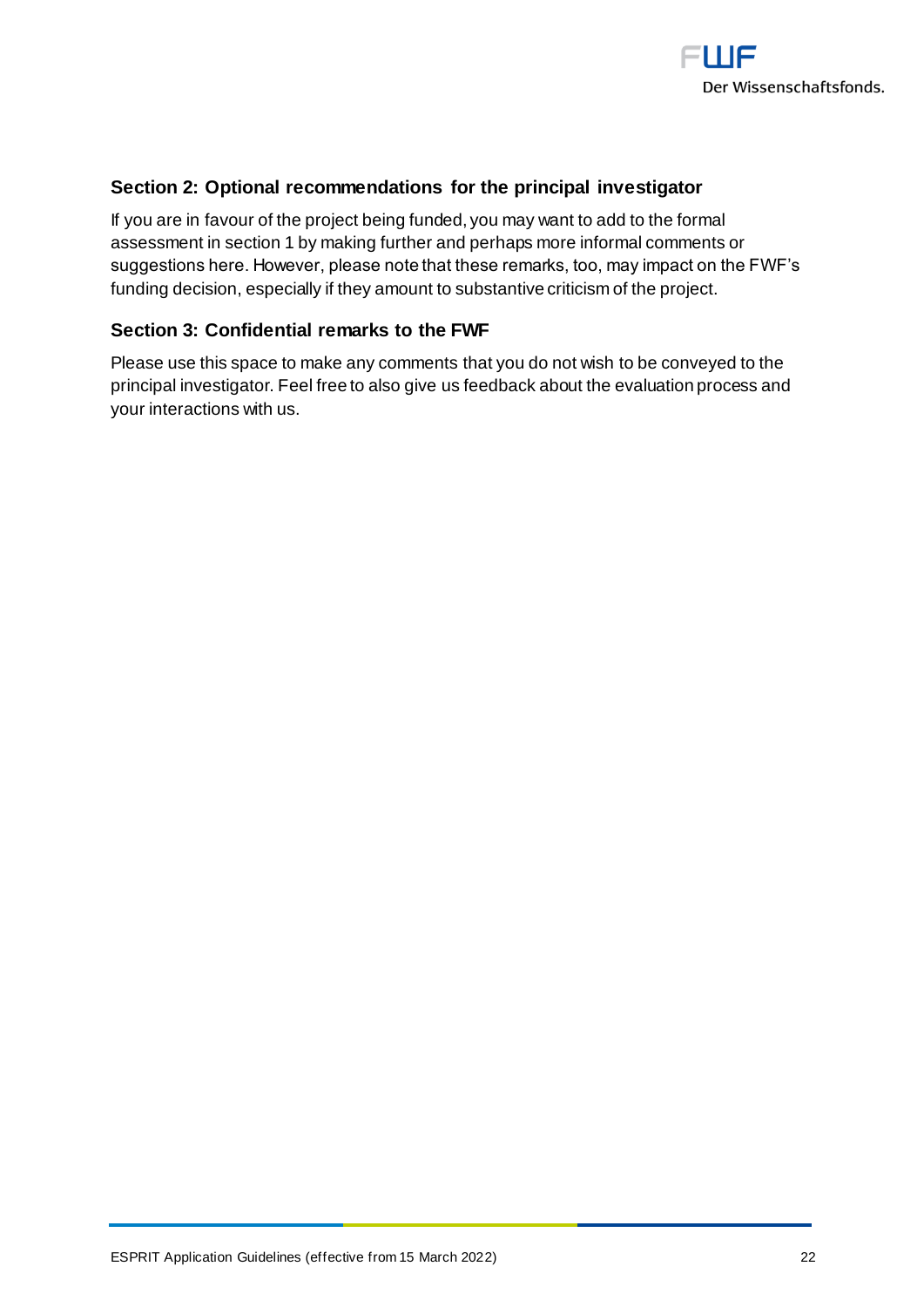### Section 2: Optional recommendations for the principal investigator

If you are in favour of the project being funded, you may want to add to the formal assessment in section 1 by making further and perhaps more informal comments or suggestions here. However, please note that these remarks, too, may impact on the FWF's funding decision, especially if they amount to substantive criticism of the project.

### Section 3: Confidential remarks to the FWF

Please use this space to make any comments that you do not wish to be conveyed to the principal investigator. Feel free to also give us feedback about the evaluation process and your interactions with us.